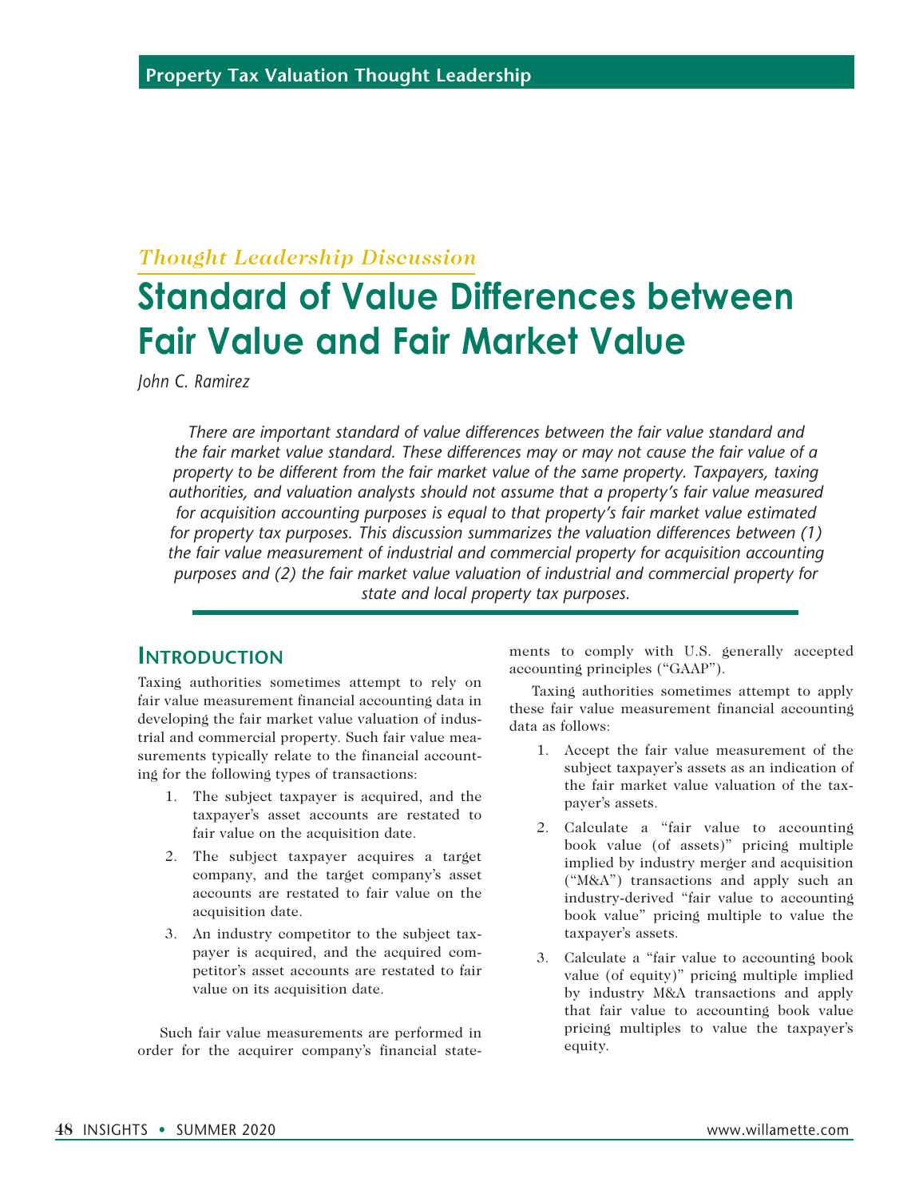*Thought Leadership Discussion*

# Standard of Value Differences between Fair Value and Fair Market Value

*John C. Ramirez*

*There are important standard of value differences between the fair value standard and the fair market value standard. These differences may or may not cause the fair value of a property to be different from the fair market value of the same property. Taxpayers, taxing authorities, and valuation analysts should not assume that a property's fair value measured for acquisition accounting purposes is equal to that property's fair market value estimated for property tax purposes. This discussion summarizes the valuation differences between (1) the fair value measurement of industrial and commercial property for acquisition accounting purposes and (2) the fair market value valuation of industrial and commercial property for state and local property tax purposes.*

## Introduction

Taxing authorities sometimes attempt to rely on fair value measurement financial accounting data in developing the fair market value valuation of industrial and commercial property. Such fair value measurements typically relate to the financial accounting for the following types of transactions:

1. The subject taxpayer is acquired, and the taxpayer's asset accounts are restated to fair value on the acquisition date.
2. The subject taxpayer acquires a target company, and the target company's asset accounts are restated to fair value on the acquisition date.
3. An industry competitor to the subject taxpayer is acquired, and the acquired competitor's asset accounts are restated to fair value on its acquisition date.

Such fair value measurements are performed in order for the acquirer company's financial statements to comply with U.S. generally accepted accounting principles ("GAAP").

Taxing authorities sometimes attempt to apply these fair value measurement financial accounting data as follows:

1. Accept the fair value measurement of the subject taxpayer's assets as an indication of the fair market value valuation of the taxpayer's assets.
2. Calculate a "fair value to accounting book value (of assets)" pricing multiple implied by industry merger and acquisition ("M&A") transactions and apply such an industry-derived "fair value to accounting book value" pricing multiple to value the taxpayer's assets.
3. Calculate a "fair value to accounting book value (of equity)" pricing multiple implied by industry M&A transactions and apply that fair value to accounting book value pricing multiples to value the taxpayer's equity.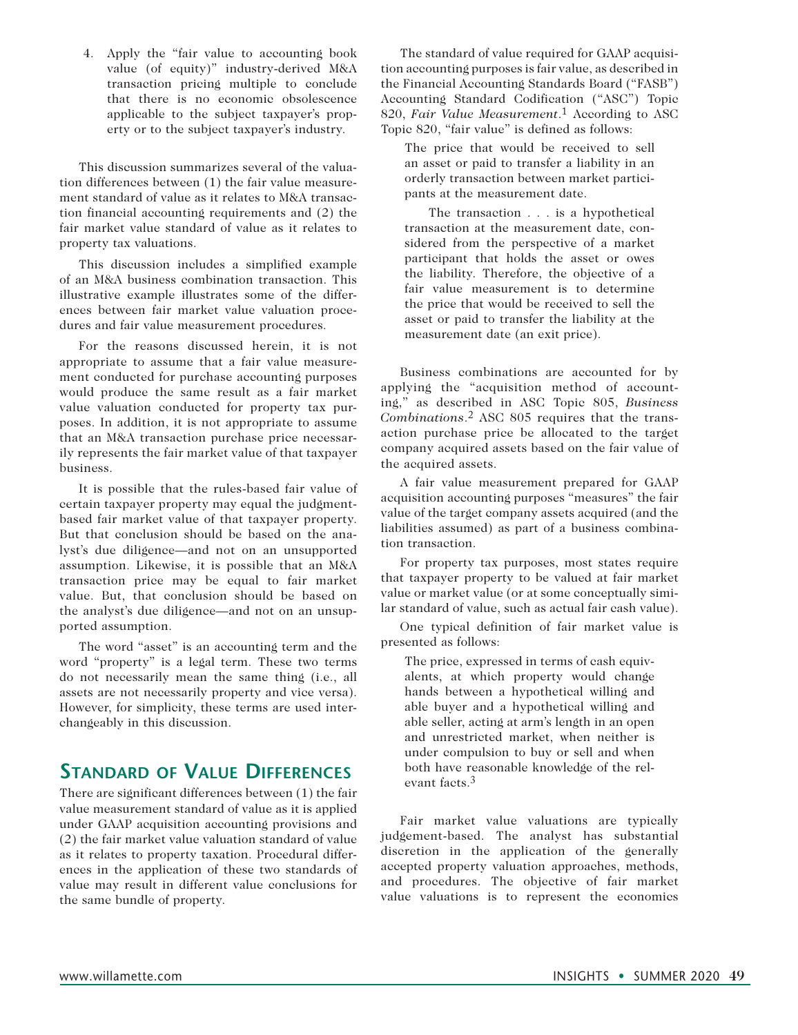4. Apply the "fair value to accounting book value (of equity)" industry-derived M&A transaction pricing multiple to conclude that there is no economic obsolescence applicable to the subject taxpayer's property or to the subject taxpayer's industry.

This discussion summarizes several of the valuation differences between (1) the fair value measurement standard of value as it relates to M&A transaction financial accounting requirements and (2) the fair market value standard of value as it relates to property tax valuations.

This discussion includes a simplified example of an M&A business combination transaction. This illustrative example illustrates some of the differences between fair market value valuation procedures and fair value measurement procedures.

For the reasons discussed herein, it is not appropriate to assume that a fair value measurement conducted for purchase accounting purposes would produce the same result as a fair market value valuation conducted for property tax purposes. In addition, it is not appropriate to assume that an M&A transaction purchase price necessarily represents the fair market value of that taxpayer business.

It is possible that the rules-based fair value of certain taxpayer property may equal the judgment-based fair market value of that taxpayer property. But that conclusion should be based on the analyst's due diligence—and not on an unsupported assumption. Likewise, it is possible that an M&A transaction price may be equal to fair market value. But, that conclusion should be based on the analyst's due diligence—and not on an unsupported assumption.

The word "asset" is an accounting term and the word "property" is a legal term. These two terms do not necessarily mean the same thing (i.e., all assets are not necessarily property and vice versa). However, for simplicity, these terms are used interchangeably in this discussion.

## Standard of Value Differences

There are significant differences between (1) the fair value measurement standard of value as it is applied under GAAP acquisition accounting provisions and (2) the fair market value valuation standard of value as it relates to property taxation. Procedural differences in the application of these two standards of value may result in different value conclusions for the same bundle of property.

The standard of value required for GAAP acquisition accounting purposes is fair value, as described in the Financial Accounting Standards Board ("FASB") Accounting Standard Codification ("ASC") Topic 820, *Fair Value Measurement*.[1] According to ASC Topic 820, "fair value" is defined as follows:

> The price that would be received to sell an asset or paid to transfer a liability in an orderly transaction between market participants at the measurement date.
>
> The transaction . . . is a hypothetical transaction at the measurement date, considered from the perspective of a market participant that holds the asset or owes the liability. Therefore, the objective of a fair value measurement is to determine the price that would be received to sell the asset or paid to transfer the liability at the measurement date (an exit price).

Business combinations are accounted for by applying the "acquisition method of accounting," as described in ASC Topic 805, *Business Combinations*.[2] ASC 805 requires that the transaction purchase price be allocated to the target company acquired assets based on the fair value of the acquired assets.

A fair value measurement prepared for GAAP acquisition accounting purposes "measures" the fair value of the target company assets acquired (and the liabilities assumed) as part of a business combination transaction.

For property tax purposes, most states require that taxpayer property to be valued at fair market value or market value (or at some conceptually similar standard of value, such as actual fair cash value).

One typical definition of fair market value is presented as follows:

> The price, expressed in terms of cash equivalents, at which property would change hands between a hypothetical willing and able buyer and a hypothetical willing and able seller, acting at arm's length in an open and unrestricted market, when neither is under compulsion to buy or sell and when both have reasonable knowledge of the relevant facts.[3]

Fair market value valuations are typically judgement-based. The analyst has substantial discretion in the application of the generally accepted property valuation approaches, methods, and procedures. The objective of fair market value valuations is to represent the economics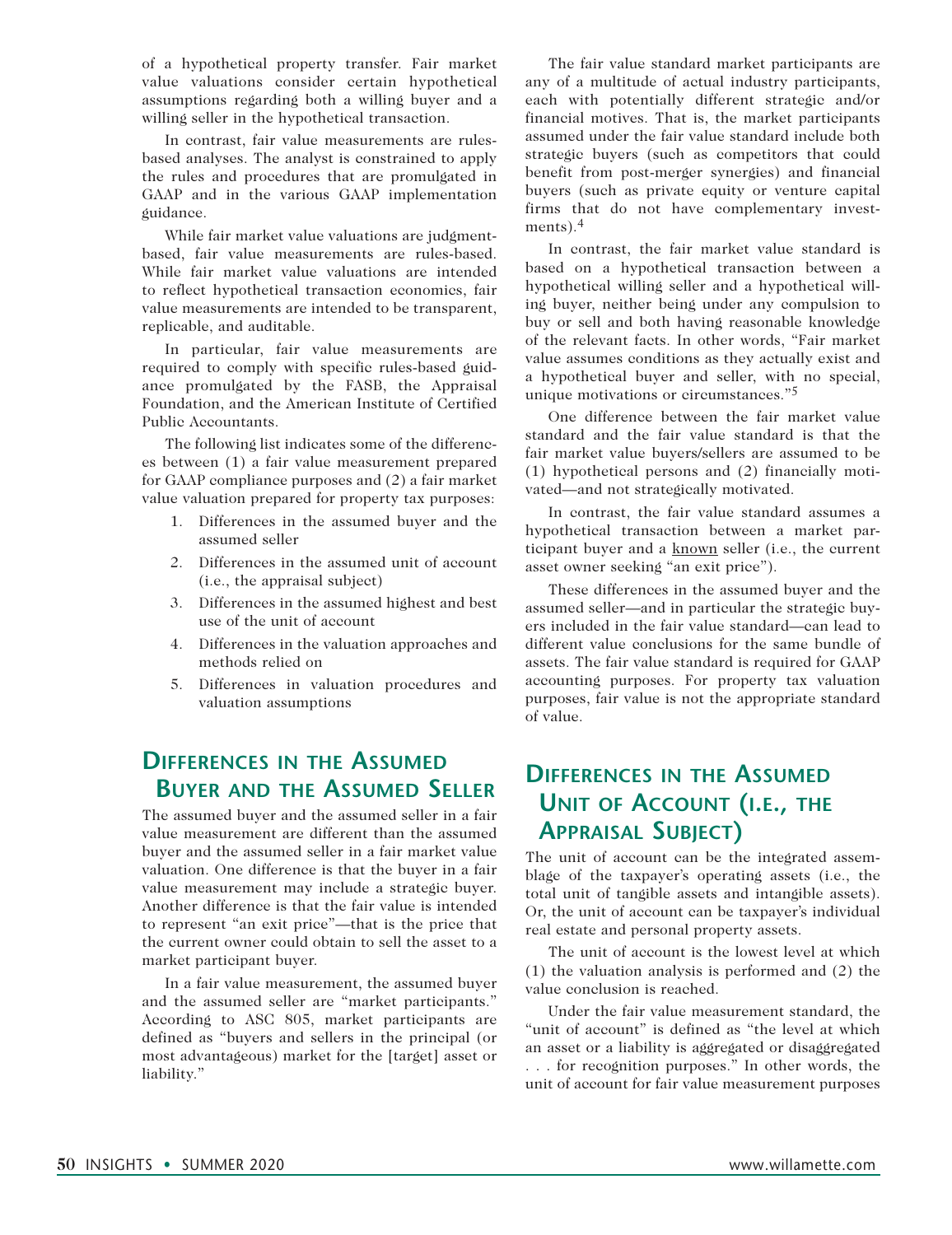of a hypothetical property transfer. Fair market value valuations consider certain hypothetical assumptions regarding both a willing buyer and a willing seller in the hypothetical transaction.

In contrast, fair value measurements are rules-based analyses. The analyst is constrained to apply the rules and procedures that are promulgated in GAAP and in the various GAAP implementation guidance.

While fair market value valuations are judgment-based, fair value measurements are rules-based. While fair market value valuations are intended to reflect hypothetical transaction economics, fair value measurements are intended to be transparent, replicable, and auditable.

In particular, fair value measurements are required to comply with specific rules-based guidance promulgated by the FASB, the Appraisal Foundation, and the American Institute of Certified Public Accountants.

The following list indicates some of the differences between (1) a fair value measurement prepared for GAAP compliance purposes and (2) a fair market value valuation prepared for property tax purposes:

1. Differences in the assumed buyer and the assumed seller
2. Differences in the assumed unit of account (i.e., the appraisal subject)
3. Differences in the assumed highest and best use of the unit of account
4. Differences in the valuation approaches and methods relied on
5. Differences in valuation procedures and valuation assumptions

## Differences in the Assumed Buyer and the Assumed Seller

The assumed buyer and the assumed seller in a fair value measurement are different than the assumed buyer and the assumed seller in a fair market value valuation. One difference is that the buyer in a fair value measurement may include a strategic buyer. Another difference is that the fair value is intended to represent "an exit price"—that is the price that the current owner could obtain to sell the asset to a market participant buyer.

In a fair value measurement, the assumed buyer and the assumed seller are "market participants." According to ASC 805, market participants are defined as "buyers and sellers in the principal (or most advantageous) market for the [target] asset or liability."

The fair value standard market participants are any of a multitude of actual industry participants, each with potentially different strategic and/or financial motives. That is, the market participants assumed under the fair value standard include both strategic buyers (such as competitors that could benefit from post-merger synergies) and financial buyers (such as private equity or venture capital firms that do not have complementary investments).[4]

In contrast, the fair market value standard is based on a hypothetical transaction between a hypothetical willing seller and a hypothetical willing buyer, neither being under any compulsion to buy or sell and both having reasonable knowledge of the relevant facts. In other words, "Fair market value assumes conditions as they actually exist and a hypothetical buyer and seller, with no special, unique motivations or circumstances."[5]

One difference between the fair market value standard and the fair value standard is that the fair market value buyers/sellers are assumed to be (1) hypothetical persons and (2) financially motivated—and not strategically motivated.

In contrast, the fair value standard assumes a hypothetical transaction between a market participant buyer and a <u>known</u> seller (i.e., the current asset owner seeking "an exit price").

These differences in the assumed buyer and the assumed seller—and in particular the strategic buyers included in the fair value standard—can lead to different value conclusions for the same bundle of assets. The fair value standard is required for GAAP accounting purposes. For property tax valuation purposes, fair value is not the appropriate standard of value.

## Differences in the Assumed Unit of Account (i.e., the Appraisal Subject)

The unit of account can be the integrated assemblage of the taxpayer's operating assets (i.e., the total unit of tangible assets and intangible assets). Or, the unit of account can be taxpayer's individual real estate and personal property assets.

The unit of account is the lowest level at which (1) the valuation analysis is performed and (2) the value conclusion is reached.

Under the fair value measurement standard, the "unit of account" is defined as "the level at which an asset or a liability is aggregated or disaggregated . . . for recognition purposes." In other words, the unit of account for fair value measurement purposes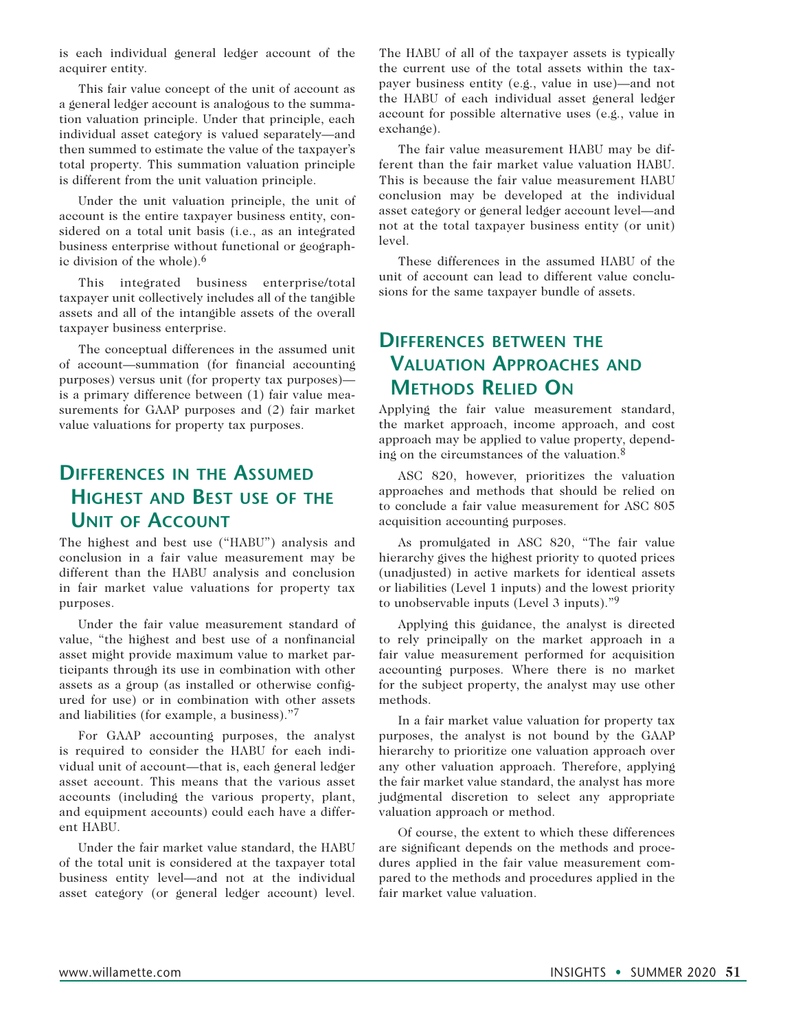is each individual general ledger account of the acquirer entity.

This fair value concept of the unit of account as a general ledger account is analogous to the summation valuation principle. Under that principle, each individual asset category is valued separately—and then summed to estimate the value of the taxpayer's total property. This summation valuation principle is different from the unit valuation principle.

Under the unit valuation principle, the unit of account is the entire taxpayer business entity, considered on a total unit basis (i.e., as an integrated business enterprise without functional or geographic division of the whole).[6]

This integrated business enterprise/total taxpayer unit collectively includes all of the tangible assets and all of the intangible assets of the overall taxpayer business enterprise.

The conceptual differences in the assumed unit of account—summation (for financial accounting purposes) versus unit (for property tax purposes)—is a primary difference between (1) fair value measurements for GAAP purposes and (2) fair market value valuations for property tax purposes.

## Differences in the Assumed Highest and Best use of the Unit of Account

The highest and best use ("HABU") analysis and conclusion in a fair value measurement may be different than the HABU analysis and conclusion in fair market value valuations for property tax purposes.

Under the fair value measurement standard of value, "the highest and best use of a nonfinancial asset might provide maximum value to market participants through its use in combination with other assets as a group (as installed or otherwise configured for use) or in combination with other assets and liabilities (for example, a business)."[7]

For GAAP accounting purposes, the analyst is required to consider the HABU for each individual unit of account—that is, each general ledger asset account. This means that the various asset accounts (including the various property, plant, and equipment accounts) could each have a different HABU.

Under the fair market value standard, the HABU of the total unit is considered at the taxpayer total business entity level—and not at the individual asset category (or general ledger account) level. The HABU of all of the taxpayer assets is typically the current use of the total assets within the taxpayer business entity (e.g., value in use)—and not the HABU of each individual asset general ledger account for possible alternative uses (e.g., value in exchange).

The fair value measurement HABU may be different than the fair market value valuation HABU. This is because the fair value measurement HABU conclusion may be developed at the individual asset category or general ledger account level—and not at the total taxpayer business entity (or unit) level.

These differences in the assumed HABU of the unit of account can lead to different value conclusions for the same taxpayer bundle of assets.

## Differences between the Valuation Approaches and Methods Relied On

Applying the fair value measurement standard, the market approach, income approach, and cost approach may be applied to value property, depending on the circumstances of the valuation.[8]

ASC 820, however, prioritizes the valuation approaches and methods that should be relied on to conclude a fair value measurement for ASC 805 acquisition accounting purposes.

As promulgated in ASC 820, "The fair value hierarchy gives the highest priority to quoted prices (unadjusted) in active markets for identical assets or liabilities (Level 1 inputs) and the lowest priority to unobservable inputs (Level 3 inputs)."[9]

Applying this guidance, the analyst is directed to rely principally on the market approach in a fair value measurement performed for acquisition accounting purposes. Where there is no market for the subject property, the analyst may use other methods.

In a fair market value valuation for property tax purposes, the analyst is not bound by the GAAP hierarchy to prioritize one valuation approach over any other valuation approach. Therefore, applying the fair market value standard, the analyst has more judgmental discretion to select any appropriate valuation approach or method.

Of course, the extent to which these differences are significant depends on the methods and procedures applied in the fair value measurement compared to the methods and procedures applied in the fair market value valuation.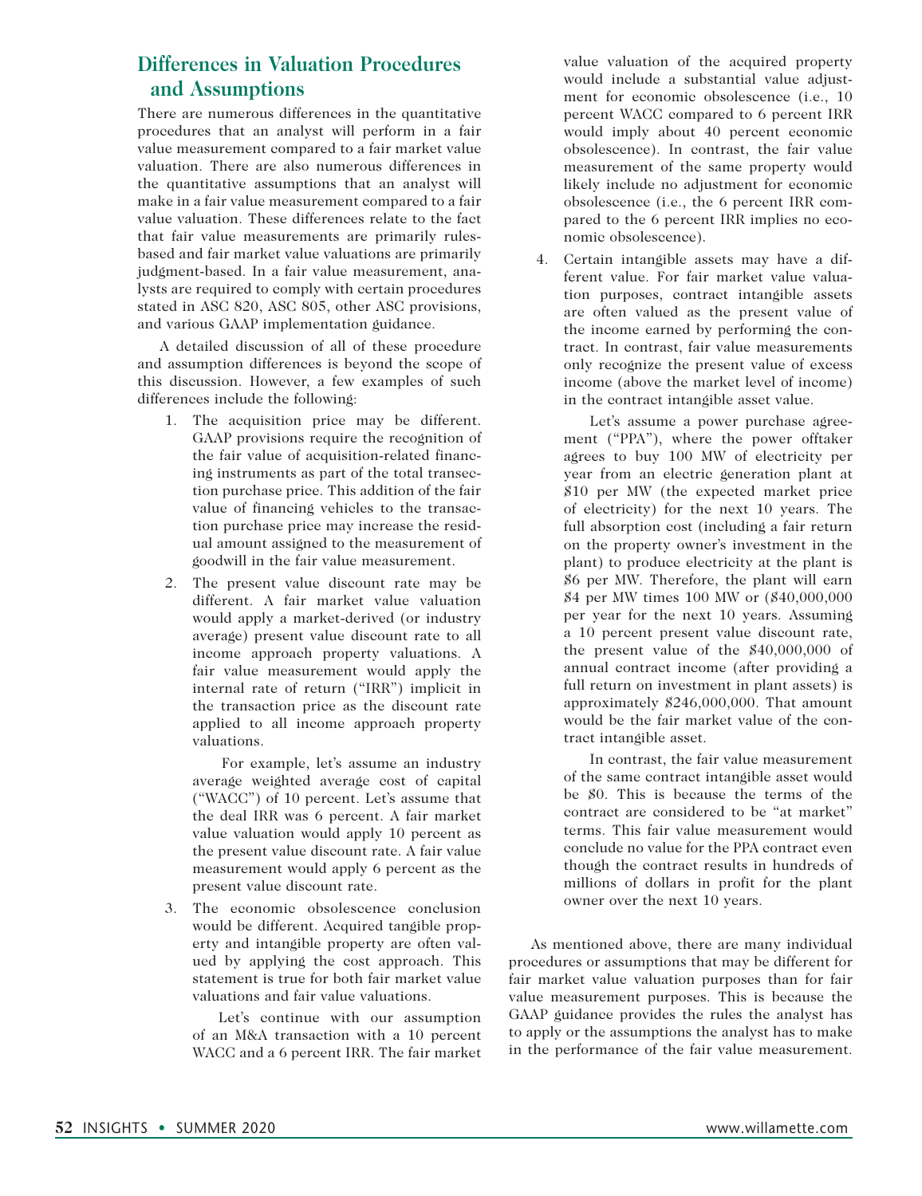## Differences in Valuation Procedures and Assumptions

There are numerous differences in the quantitative procedures that an analyst will perform in a fair value measurement compared to a fair market value valuation. There are also numerous differences in the quantitative assumptions that an analyst will make in a fair value measurement compared to a fair value valuation. These differences relate to the fact that fair value measurements are primarily rules-based and fair market value valuations are primarily judgment-based. In a fair value measurement, analysts are required to comply with certain procedures stated in ASC 820, ASC 805, other ASC provisions, and various GAAP implementation guidance.

A detailed discussion of all of these procedure and assumption differences is beyond the scope of this discussion. However, a few examples of such differences include the following:

1. The acquisition price may be different. GAAP provisions require the recognition of the fair value of acquisition-related financing instruments as part of the total transaction purchase price. This addition of the fair value of financing vehicles to the transaction purchase price may increase the residual amount assigned to the measurement of goodwill in the fair value measurement.

2. The present value discount rate may be different. A fair market value valuation would apply a market-derived (or industry average) present value discount rate to all income approach property valuations. A fair value measurement would apply the internal rate of return ("IRR") implicit in the transaction price as the discount rate applied to all income approach property valuations.

   For example, let's assume an industry average weighted average cost of capital ("WACC") of 10 percent. Let's assume that the deal IRR was 6 percent. A fair market value valuation would apply 10 percent as the present value discount rate. A fair value measurement would apply 6 percent as the present value discount rate.

3. The economic obsolescence conclusion would be different. Acquired tangible property and intangible property are often valued by applying the cost approach. This statement is true for both fair market value valuations and fair value valuations.

   Let's continue with our assumption of an M&A transaction with a 10 percent WACC and a 6 percent IRR. The fair market value valuation of the acquired property would include a substantial value adjustment for economic obsolescence (i.e., 10 percent WACC compared to 6 percent IRR would imply about 40 percent economic obsolescence). In contrast, the fair value measurement of the same property would likely include no adjustment for economic obsolescence (i.e., the 6 percent IRR compared to the 6 percent IRR implies no economic obsolescence).

4. Certain intangible assets may have a different value. For fair market value valuation purposes, contract intangible assets are often valued as the present value of the income earned by performing the contract. In contrast, fair value measurements only recognize the present value of excess income (above the market level of income) in the contract intangible asset value.

   Let's assume a power purchase agreement ("PPA"), where the power offtaker agrees to buy 100 MW of electricity per year from an electric generation plant at $10 per MW (the expected market price of electricity) for the next 10 years. The full absorption cost (including a fair return on the property owner's investment in the plant) to produce electricity at the plant is $6 per MW. Therefore, the plant will earn $4 per MW times 100 MW or ($40,000,000 per year for the next 10 years. Assuming a 10 percent present value discount rate, the present value of the $40,000,000 of annual contract income (after providing a full return on investment in plant assets) is approximately $246,000,000. That amount would be the fair market value of the contract intangible asset.

   In contrast, the fair value measurement of the same contract intangible asset would be $0. This is because the terms of the contract are considered to be "at market" terms. This fair value measurement would conclude no value for the PPA contract even though the contract results in hundreds of millions of dollars in profit for the plant owner over the next 10 years.

As mentioned above, there are many individual procedures or assumptions that may be different for fair market value valuation purposes than for fair value measurement purposes. This is because the GAAP guidance provides the rules the analyst has to apply or the assumptions the analyst has to make in the performance of the fair value measurement.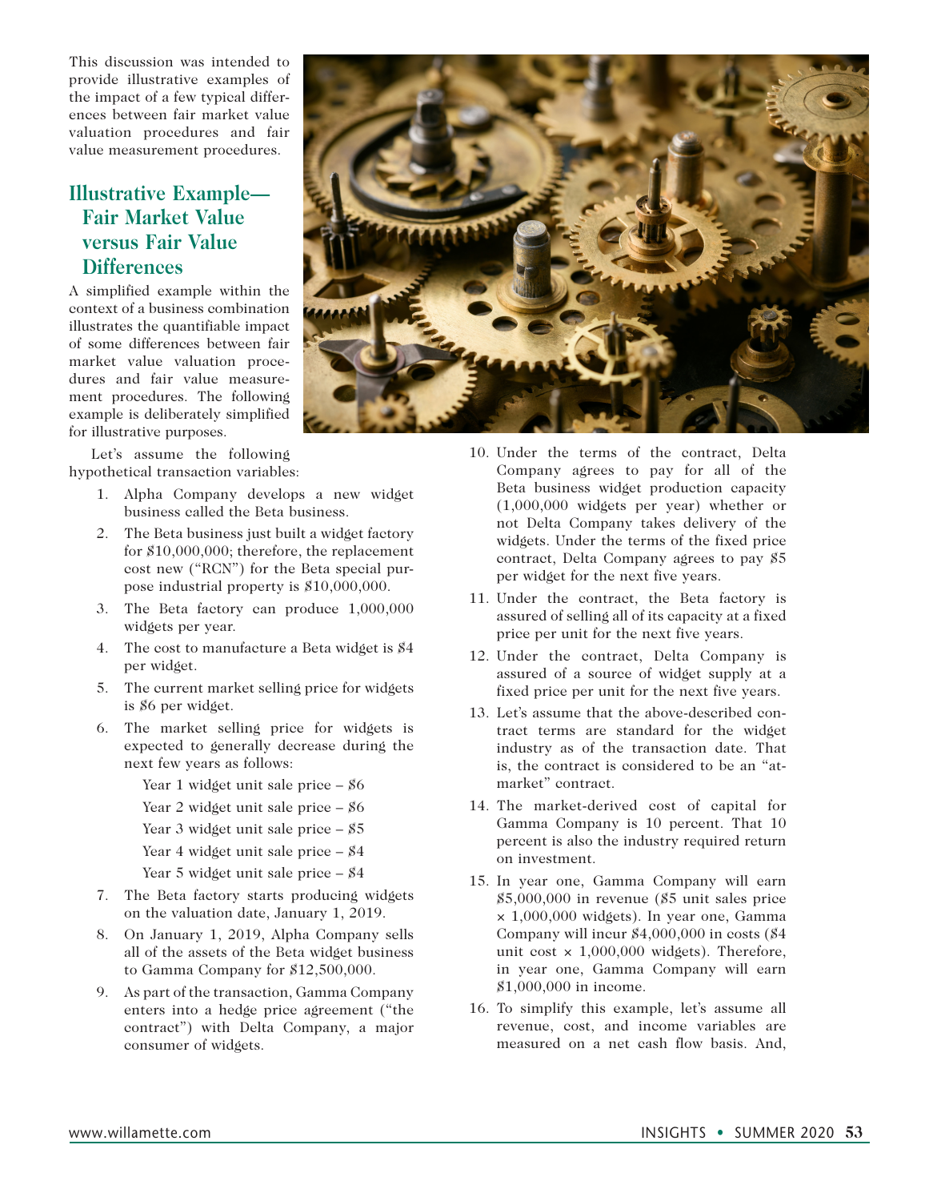This discussion was intended to provide illustrative examples of the impact of a few typical differences between fair market value valuation procedures and fair value measurement procedures.

## Illustrative Example—Fair Market Value versus Fair Value Differences

A simplified example within the context of a business combination illustrates the quantifiable impact of some differences between fair market value valuation procedures and fair value measurement procedures. The following example is deliberately simplified for illustrative purposes.

Let's assume the following hypothetical transaction variables:

1. Alpha Company develops a new widget business called the Beta business.
2. The Beta business just built a widget factory for $10,000,000; therefore, the replacement cost new ("RCN") for the Beta special purpose industrial property is $10,000,000.
3. The Beta factory can produce 1,000,000 widgets per year.
4. The cost to manufacture a Beta widget is $4 per widget.
5. The current market selling price for widgets is $6 per widget.
6. The market selling price for widgets is expected to generally decrease during the next few years as follows:

   Year 1 widget unit sale price – $6

   Year 2 widget unit sale price – $6

   Year 3 widget unit sale price – $5

   Year 4 widget unit sale price – $4

   Year 5 widget unit sale price – $4
7. The Beta factory starts producing widgets on the valuation date, January 1, 2019.
8. On January 1, 2019, Alpha Company sells all of the assets of the Beta widget business to Gamma Company for $12,500,000.
9. As part of the transaction, Gamma Company enters into a hedge price agreement ("the contract") with Delta Company, a major consumer of widgets.
10. Under the terms of the contract, Delta Company agrees to pay for all of the Beta business widget production capacity (1,000,000 widgets per year) whether or not Delta Company takes delivery of the widgets. Under the terms of the fixed price contract, Delta Company agrees to pay $5 per widget for the next five years.
11. Under the contract, the Beta factory is assured of selling all of its capacity at a fixed price per unit for the next five years.
12. Under the contract, Delta Company is assured of a source of widget supply at a fixed price per unit for the next five years.
13. Let's assume that the above-described contract terms are standard for the widget industry as of the transaction date. That is, the contract is considered to be an "at-market" contract.
14. The market-derived cost of capital for Gamma Company is 10 percent. That 10 percent is also the industry required return on investment.
15. In year one, Gamma Company will earn $5,000,000 in revenue ($5 unit sales price × 1,000,000 widgets). In year one, Gamma Company will incur $4,000,000 in costs ($4 unit cost × 1,000,000 widgets). Therefore, in year one, Gamma Company will earn $1,000,000 in income.
16. To simplify this example, let's assume all revenue, cost, and income variables are measured on a net cash flow basis. And,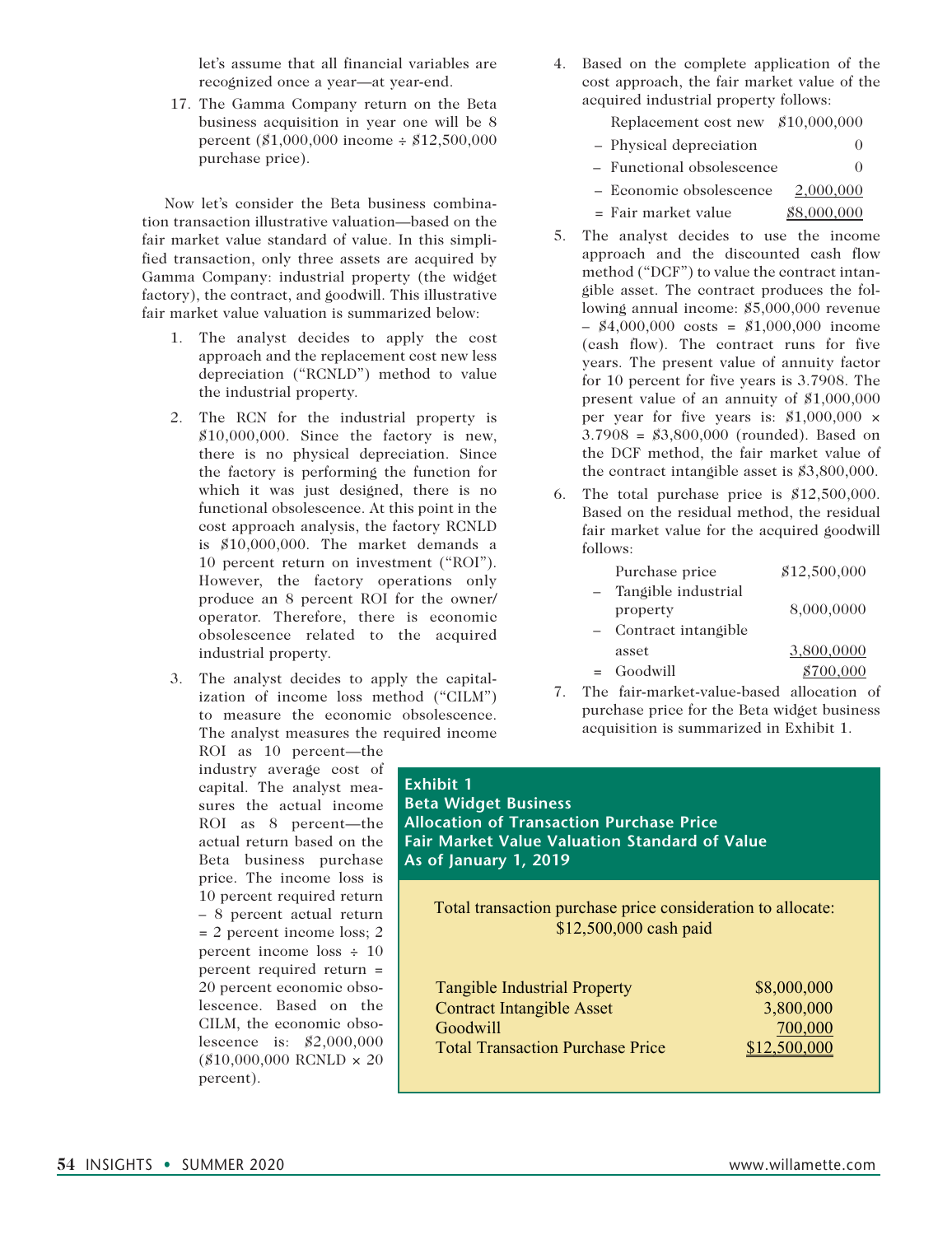let's assume that all financial variables are recognized once a year—at year-end.

17. The Gamma Company return on the Beta business acquisition in year one will be 8 percent ($1,000,000 income ÷ $12,500,000 purchase price).

Now let's consider the Beta business combination transaction illustrative valuation—based on the fair market value standard of value. In this simplified transaction, only three assets are acquired by Gamma Company: industrial property (the widget factory), the contract, and goodwill. This illustrative fair market value valuation is summarized below:

1. The analyst decides to apply the cost approach and the replacement cost new less depreciation ("RCNLD") method to value the industrial property.

2. The RCN for the industrial property is $10,000,000. Since the factory is new, there is no physical depreciation. Since the factory is performing the function for which it was just designed, there is no functional obsolescence. At this point in the cost approach analysis, the factory RCNLD is $10,000,000. The market demands a 10 percent return on investment ("ROI"). However, the factory operations only produce an 8 percent ROI for the owner/operator. Therefore, there is economic obsolescence related to the acquired industrial property.

3. The analyst decides to apply the capitalization of income loss method ("CILM") to measure the economic obsolescence. The analyst measures the required income ROI as 10 percent—the industry average cost of capital. The analyst measures the actual income ROI as 8 percent—the actual return based on the Beta business purchase price. The income loss is 10 percent required return – 8 percent actual return = 2 percent income loss; 2 percent income loss ÷ 10 percent required return = 20 percent economic obsolescence. Based on the CILM, the economic obsolescence is: $2,000,000 ($10,000,000 RCNLD × 20 percent).

4. Based on the complete application of the cost approach, the fair market value of the acquired industrial property follows:

| | |
|---|---|
| Replacement cost new | $10,000,000 |
| – Physical depreciation | 0 |
| – Functional obsolescence | 0 |
| – Economic obsolescence | 2,000,000 |
| = Fair market value | $8,000,000 |

5. The analyst decides to use the income approach and the discounted cash flow method ("DCF") to value the contract intangible asset. The contract produces the following annual income: $5,000,000 revenue – $4,000,000 costs = $1,000,000 income (cash flow). The contract runs for five years. The present value of annuity factor for 10 percent for five years is 3.7908. The present value of an annuity of $1,000,000 per year for five years is: $1,000,000 × 3.7908 = $3,800,000 (rounded). Based on the DCF method, the fair market value of the contract intangible asset is $3,800,000.

6. The total purchase price is $12,500,000. Based on the residual method, the residual fair market value for the acquired goodwill follows:

| | |
|---|---|
| Purchase price | $12,500,000 |
| – Tangible industrial property | 8,000,0000 |
| – Contract intangible asset | 3,800,0000 |
| = Goodwill | $700,000 |

7. The fair-market-value-based allocation of purchase price for the Beta widget business acquisition is summarized in Exhibit 1.

**Exhibit 1**
**Beta Widget Business**
**Allocation of Transaction Purchase Price**
**Fair Market Value Valuation Standard of Value**
**As of January 1, 2019**

Total transaction purchase price consideration to allocate: $12,500,000 cash paid

| | |
|---|---|
| Tangible Industrial Property | $8,000,000 |
| Contract Intangible Asset | 3,800,000 |
| Goodwill | 700,000 |
| Total Transaction Purchase Price | $12,500,000 |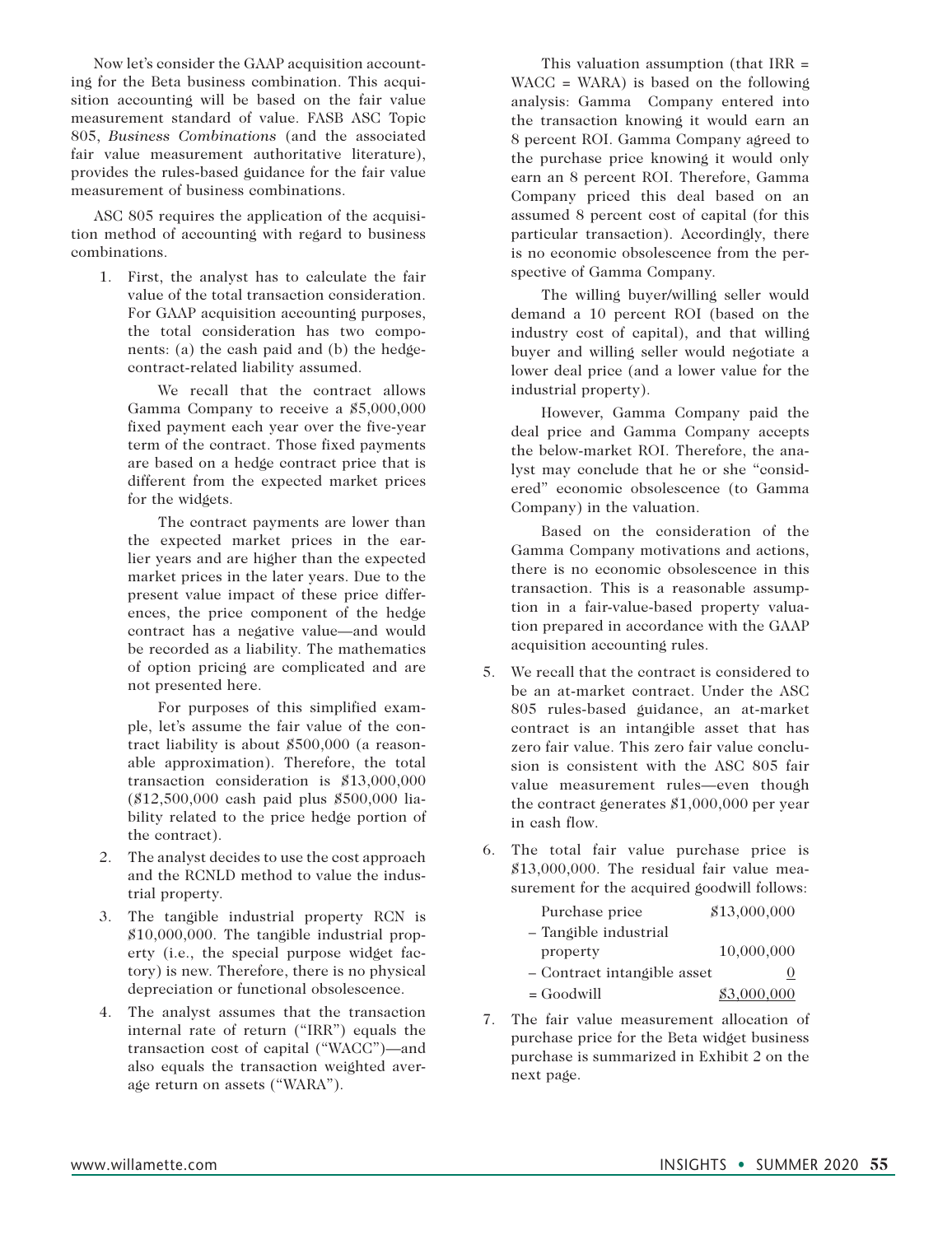Now let's consider the GAAP acquisition accounting for the Beta business combination. This acquisition accounting will be based on the fair value measurement standard of value. FASB ASC Topic 805, *Business Combinations* (and the associated fair value measurement authoritative literature), provides the rules-based guidance for the fair value measurement of business combinations.

ASC 805 requires the application of the acquisition method of accounting with regard to business combinations.

1. First, the analyst has to calculate the fair value of the total transaction consideration. For GAAP acquisition accounting purposes, the total consideration has two components: (a) the cash paid and (b) the hedge-contract-related liability assumed.

   We recall that the contract allows Gamma Company to receive a $5,000,000 fixed payment each year over the five-year term of the contract. Those fixed payments are based on a hedge contract price that is different from the expected market prices for the widgets.

   The contract payments are lower than the expected market prices in the earlier years and are higher than the expected market prices in the later years. Due to the present value impact of these price differences, the price component of the hedge contract has a negative value—and would be recorded as a liability. The mathematics of option pricing are complicated and are not presented here.

   For purposes of this simplified example, let's assume the fair value of the contract liability is about $500,000 (a reasonable approximation). Therefore, the total transaction consideration is $13,000,000 ($12,500,000 cash paid plus $500,000 liability related to the price hedge portion of the contract).

2. The analyst decides to use the cost approach and the RCNLD method to value the industrial property.

3. The tangible industrial property RCN is $10,000,000. The tangible industrial property (i.e., the special purpose widget factory) is new. Therefore, there is no physical depreciation or functional obsolescence.

4. The analyst assumes that the transaction internal rate of return ("IRR") equals the transaction cost of capital ("WACC")—and also equals the transaction weighted average return on assets ("WARA").

   This valuation assumption (that IRR = WACC = WARA) is based on the following analysis: Gamma Company entered into the transaction knowing it would earn an 8 percent ROI. Gamma Company agreed to the purchase price knowing it would only earn an 8 percent ROI. Therefore, Gamma Company priced this deal based on an assumed 8 percent cost of capital (for this particular transaction). Accordingly, there is no economic obsolescence from the perspective of Gamma Company.

   The willing buyer/willing seller would demand a 10 percent ROI (based on the industry cost of capital), and that willing buyer and willing seller would negotiate a lower deal price (and a lower value for the industrial property).

   However, Gamma Company paid the deal price and Gamma Company accepts the below-market ROI. Therefore, the analyst may conclude that he or she "considered" economic obsolescence (to Gamma Company) in the valuation.

   Based on the consideration of the Gamma Company motivations and actions, there is no economic obsolescence in this transaction. This is a reasonable assumption in a fair-value-based property valuation prepared in accordance with the GAAP acquisition accounting rules.

5. We recall that the contract is considered to be an at-market contract. Under the ASC 805 rules-based guidance, an at-market contract is an intangible asset that has zero fair value. This zero fair value conclusion is consistent with the ASC 805 fair value measurement rules—even though the contract generates $1,000,000 per year in cash flow.

6. The total fair value purchase price is $13,000,000. The residual fair value measurement for the acquired goodwill follows:

| | |
|---|---|
| Purchase price | $13,000,000 |
| – Tangible industrial property | 10,000,000 |
| – Contract intangible asset | 0 |
| = Goodwill | $3,000,000 |

7. The fair value measurement allocation of purchase price for the Beta widget business purchase is summarized in Exhibit 2 on the next page.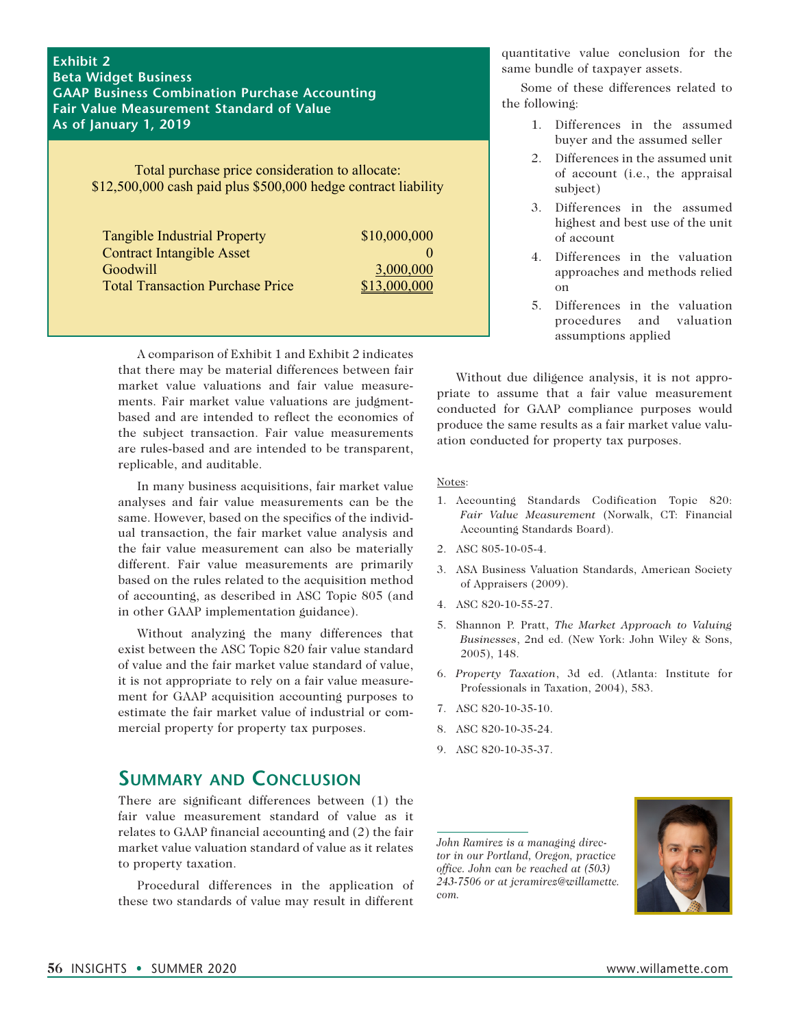**Exhibit 2**
**Beta Widget Business**
**GAAP Business Combination Purchase Accounting**
**Fair Value Measurement Standard of Value**
**As of January 1, 2019**

Total purchase price consideration to allocate:
$12,500,000 cash paid plus $500,000 hedge contract liability

| | |
|---|---|
| Tangible Industrial Property | $10,000,000 |
| Contract Intangible Asset | 0 |
| Goodwill | 3,000,000 |
| Total Transaction Purchase Price | $13,000,000 |

A comparison of Exhibit 1 and Exhibit 2 indicates that there may be material differences between fair market value valuations and fair value measurements. Fair market value valuations are judgment-based and are intended to reflect the economics of the subject transaction. Fair value measurements are rules-based and are intended to be transparent, replicable, and auditable.

In many business acquisitions, fair market value analyses and fair value measurements can be the same. However, based on the specifics of the individual transaction, the fair market value analysis and the fair value measurement can also be materially different. Fair value measurements are primarily based on the rules related to the acquisition method of accounting, as described in ASC Topic 805 (and in other GAAP implementation guidance).

Without analyzing the many differences that exist between the ASC Topic 820 fair value standard of value and the fair market value standard of value, it is not appropriate to rely on a fair value measurement for GAAP acquisition accounting purposes to estimate the fair market value of industrial or commercial property for property tax purposes.

## Summary and Conclusion

There are significant differences between (1) the fair value measurement standard of value as it relates to GAAP financial accounting and (2) the fair market value valuation standard of value as it relates to property taxation.

Procedural differences in the application of these two standards of value may result in different quantitative value conclusion for the same bundle of taxpayer assets.

Some of these differences related to the following:

1. Differences in the assumed buyer and the assumed seller
2. Differences in the assumed unit of account (i.e., the appraisal subject)
3. Differences in the assumed highest and best use of the unit of account
4. Differences in the valuation approaches and methods relied on
5. Differences in the valuation procedures and valuation assumptions applied

Without due diligence analysis, it is not appropriate to assume that a fair value measurement conducted for GAAP compliance purposes would produce the same results as a fair market value valuation conducted for property tax purposes.

Notes:

1. Accounting Standards Codification Topic 820: *Fair Value Measurement* (Norwalk, CT: Financial Accounting Standards Board).
2. ASC 805-10-05-4.
3. ASA Business Valuation Standards, American Society of Appraisers (2009).
4. ASC 820-10-55-27.
5. Shannon P. Pratt, *The Market Approach to Valuing Businesses*, 2nd ed. (New York: John Wiley & Sons, 2005), 148.
6. *Property Taxation*, 3d ed. (Atlanta: Institute for Professionals in Taxation, 2004), 583.
7. ASC 820-10-35-10.
8. ASC 820-10-35-24.
9. ASC 820-10-35-37.

*John Ramirez is a managing director in our Portland, Oregon, practice office. John can be reached at (503) 243-7506 or at jcramirez@willamette.com.*